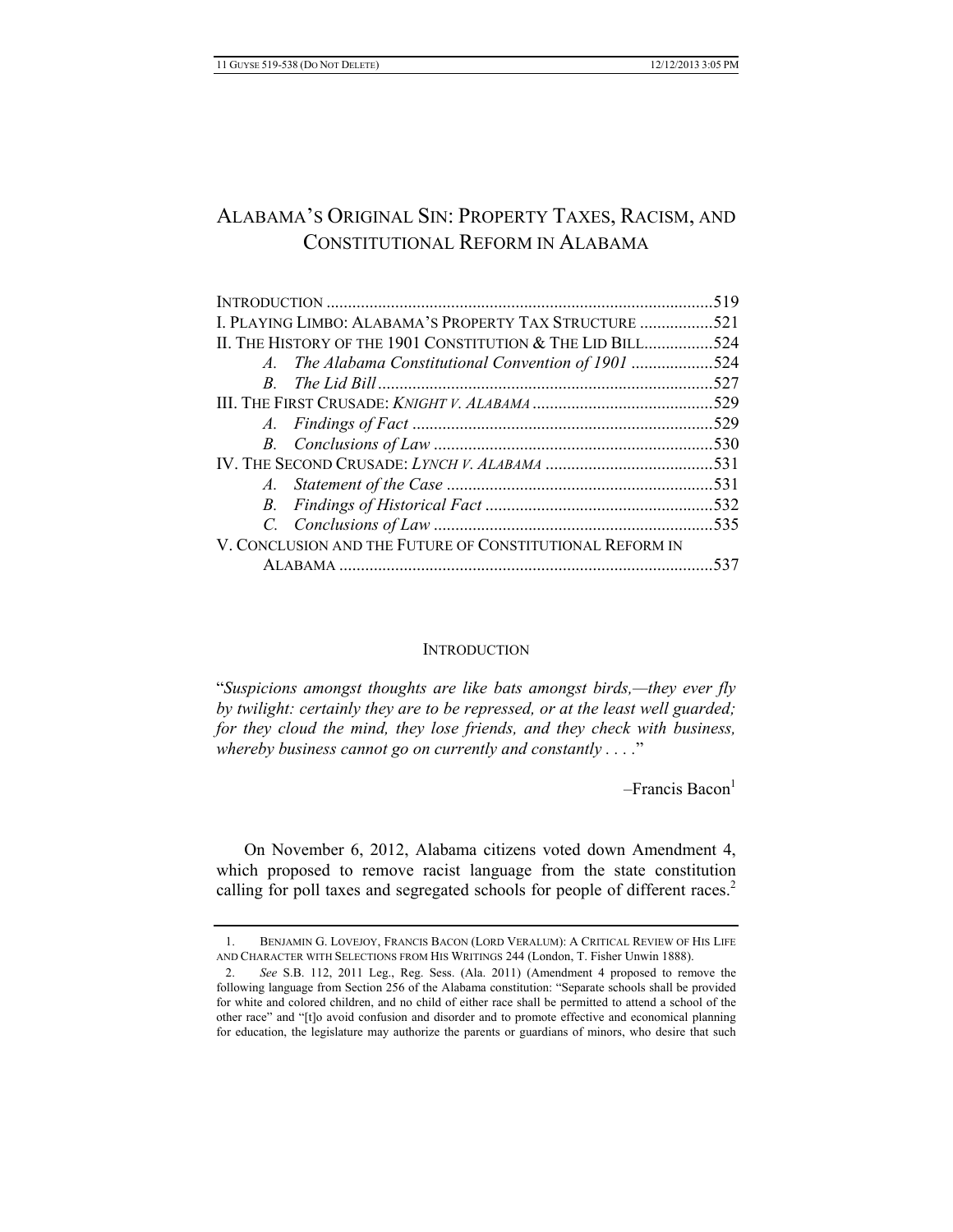# ALABAMA'S ORIGINAL SIN: PROPERTY TAXES, RACISM, AND CONSTITUTIONAL REFORM IN ALABAMA

| | |
|---|---|
| INTRODUCTION | 519 |
| I. PLAYING LIMBO: ALABAMA'S PROPERTY TAX STRUCTURE | 521 |
| II. THE HISTORY OF THE 1901 CONSTITUTION & THE LID BILL | 524 |
| *A. The Alabama Constitutional Convention of 1901* | 524 |
| *B. The Lid Bill* | 527 |
| III. THE FIRST CRUSADE: *KNIGHT V. ALABAMA* | 529 |
| *A. Findings of Fact* | 529 |
| *B. Conclusions of Law* | 530 |
| IV. THE SECOND CRUSADE: *LYNCH V. ALABAMA* | 531 |
| *A. Statement of the Case* | 531 |
| *B. Findings of Historical Fact* | 532 |
| *C. Conclusions of Law* | 535 |
| V. CONCLUSION AND THE FUTURE OF CONSTITUTIONAL REFORM IN ALABAMA | 537 |

## INTRODUCTION

"*Suspicions amongst thoughts are like bats amongst birds,—they ever fly by twilight: certainly they are to be repressed, or at the least well guarded; for they cloud the mind, they lose friends, and they check with business, whereby business cannot go on currently and constantly . . . .*"

–Francis Bacon[1]

On November 6, 2012, Alabama citizens voted down Amendment 4, which proposed to remove racist language from the state constitution calling for poll taxes and segregated schools for people of different races.[2]

---

1. BENJAMIN G. LOVEJOY, FRANCIS BACON (LORD VERALUM): A CRITICAL REVIEW OF HIS LIFE AND CHARACTER WITH SELECTIONS FROM HIS WRITINGS 244 (London, T. Fisher Unwin 1888).

2. *See* S.B. 112, 2011 Leg., Reg. Sess. (Ala. 2011) (Amendment 4 proposed to remove the following language from Section 256 of the Alabama constitution: "Separate schools shall be provided for white and colored children, and no child of either race shall be permitted to attend a school of the other race" and "[t]o avoid confusion and disorder and to promote effective and economical planning for education, the legislature may authorize the parents or guardians of minors, who desire that such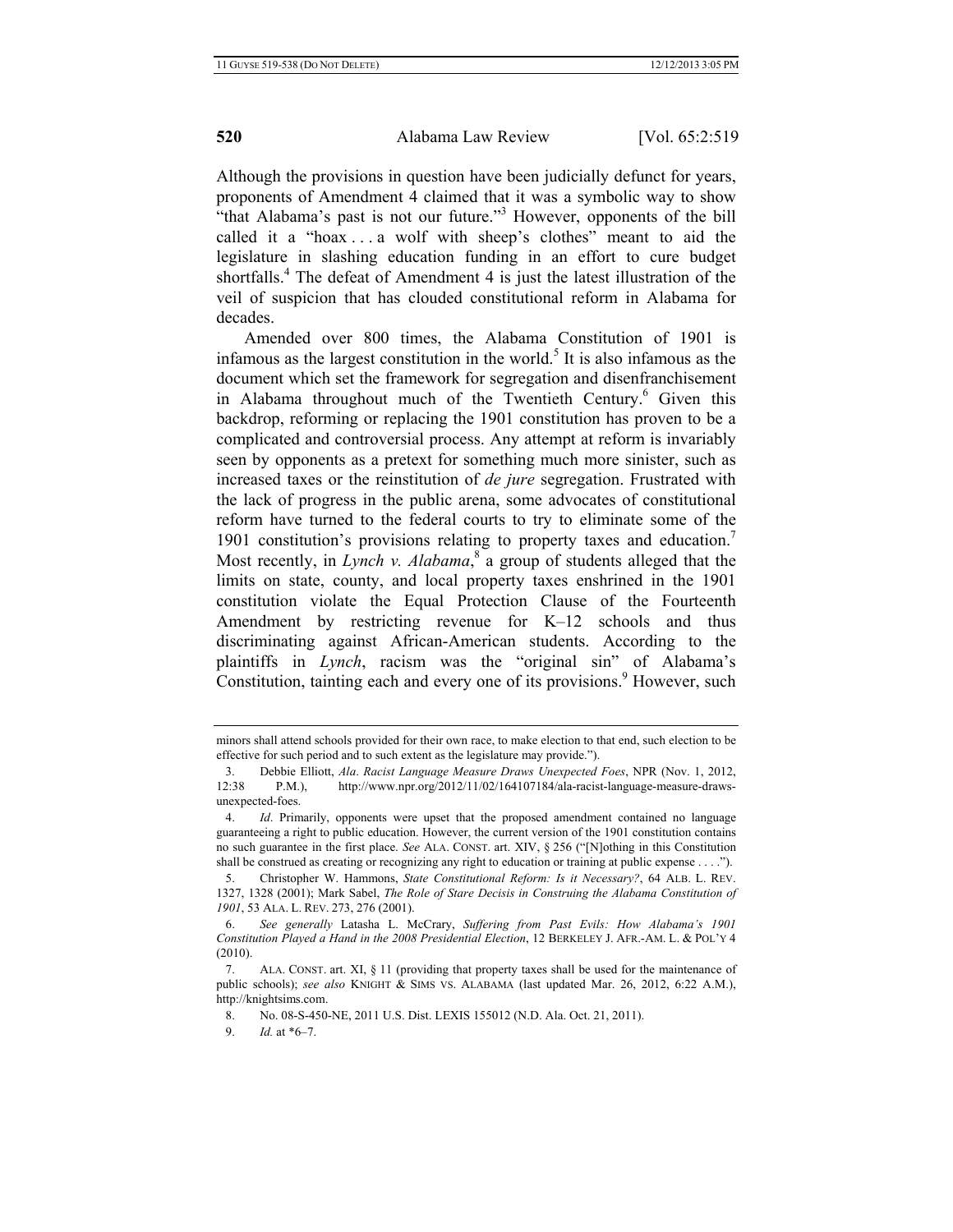Although the provisions in question have been judicially defunct for years, proponents of Amendment 4 claimed that it was a symbolic way to show "that Alabama's past is not our future."[3] However, opponents of the bill called it a "hoax . . . a wolf with sheep's clothes" meant to aid the legislature in slashing education funding in an effort to cure budget shortfalls.[4] The defeat of Amendment 4 is just the latest illustration of the veil of suspicion that has clouded constitutional reform in Alabama for decades.

Amended over 800 times, the Alabama Constitution of 1901 is infamous as the largest constitution in the world.[5] It is also infamous as the document which set the framework for segregation and disenfranchisement in Alabama throughout much of the Twentieth Century.[6] Given this backdrop, reforming or replacing the 1901 constitution has proven to be a complicated and controversial process. Any attempt at reform is invariably seen by opponents as a pretext for something much more sinister, such as increased taxes or the reinstitution of *de jure* segregation. Frustrated with the lack of progress in the public arena, some advocates of constitutional reform have turned to the federal courts to try to eliminate some of the 1901 constitution's provisions relating to property taxes and education.[7] Most recently, in *Lynch v. Alabama*,[8] a group of students alleged that the limits on state, county, and local property taxes enshrined in the 1901 constitution violate the Equal Protection Clause of the Fourteenth Amendment by restricting revenue for K–12 schools and thus discriminating against African-American students. According to the plaintiffs in *Lynch*, racism was the "original sin" of Alabama's Constitution, tainting each and every one of its provisions.[9] However, such

---

minors shall attend schools provided for their own race, to make election to that end, such election to be effective for such period and to such extent as the legislature may provide.").

3. Debbie Elliott, *Ala. Racist Language Measure Draws Unexpected Foes*, NPR (Nov. 1, 2012, 12:38 P.M.), http://www.npr.org/2012/11/02/164107184/ala-racist-language-measure-draws-unexpected-foes.

4. *Id*. Primarily, opponents were upset that the proposed amendment contained no language guaranteeing a right to public education. However, the current version of the 1901 constitution contains no such guarantee in the first place. *See* ALA. CONST. art. XIV, § 256 ("[N]othing in this Constitution shall be construed as creating or recognizing any right to education or training at public expense . . . .").

5. Christopher W. Hammons, *State Constitutional Reform: Is it Necessary?*, 64 ALB. L. REV. 1327, 1328 (2001); Mark Sabel, *The Role of Stare Decisis in Construing the Alabama Constitution of 1901*, 53 ALA. L. REV. 273, 276 (2001).

6. *See generally* Latasha L. McCrary, *Suffering from Past Evils: How Alabama's 1901 Constitution Played a Hand in the 2008 Presidential Election*, 12 BERKELEY J. AFR.-AM. L. & POL'Y 4 (2010).

7. ALA. CONST. art. XI, § 11 (providing that property taxes shall be used for the maintenance of public schools); *see also* KNIGHT & SIMS VS. ALABAMA (last updated Mar. 26, 2012, 6:22 A.M.), http://knightsims.com.

8. No. 08-S-450-NE, 2011 U.S. Dist. LEXIS 155012 (N.D. Ala. Oct. 21, 2011).

9. *Id.* at *6–7.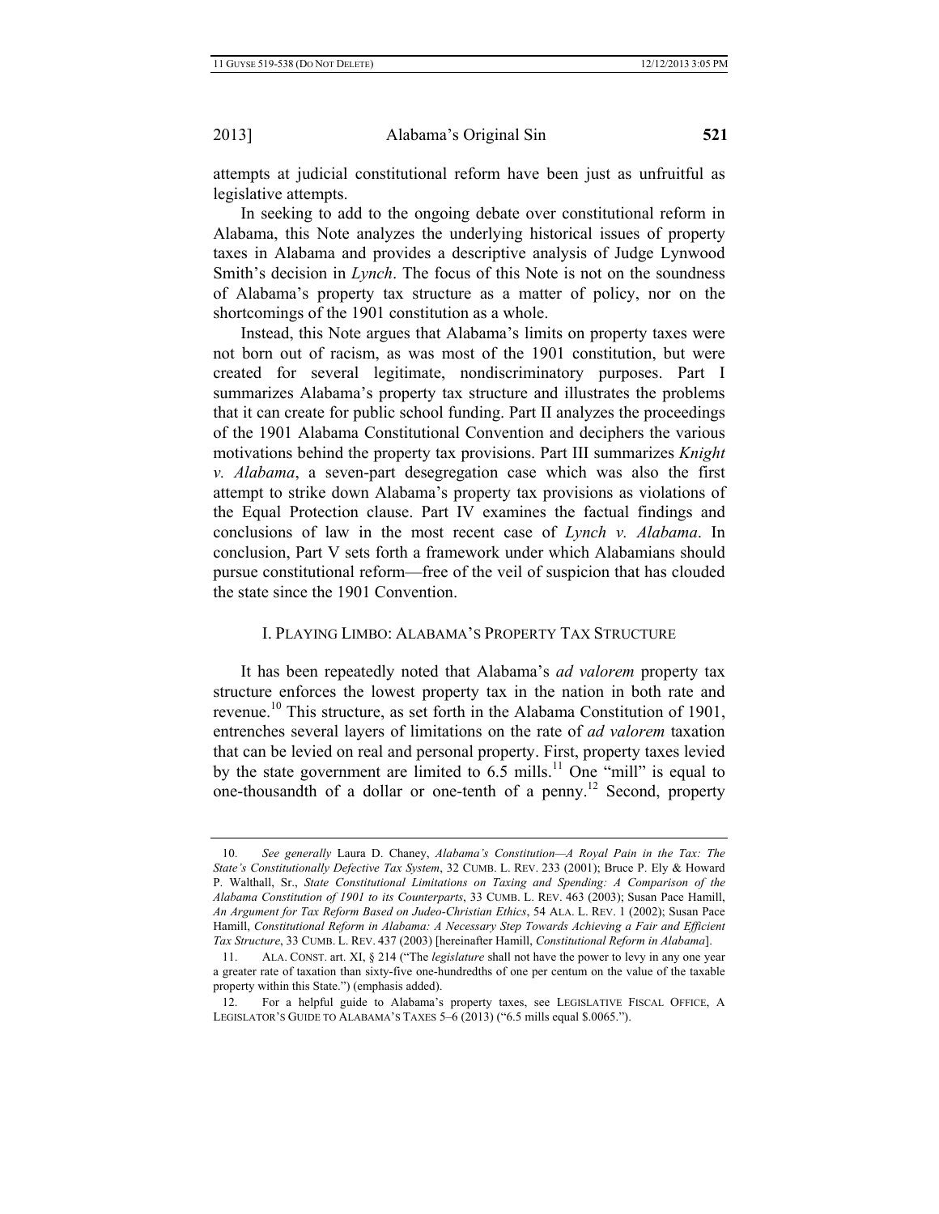attempts at judicial constitutional reform have been just as unfruitful as legislative attempts.

In seeking to add to the ongoing debate over constitutional reform in Alabama, this Note analyzes the underlying historical issues of property taxes in Alabama and provides a descriptive analysis of Judge Lynwood Smith's decision in *Lynch*. The focus of this Note is not on the soundness of Alabama's property tax structure as a matter of policy, nor on the shortcomings of the 1901 constitution as a whole.

Instead, this Note argues that Alabama's limits on property taxes were not born out of racism, as was most of the 1901 constitution, but were created for several legitimate, nondiscriminatory purposes. Part I summarizes Alabama's property tax structure and illustrates the problems that it can create for public school funding. Part II analyzes the proceedings of the 1901 Alabama Constitutional Convention and deciphers the various motivations behind the property tax provisions. Part III summarizes *Knight v. Alabama*, a seven-part desegregation case which was also the first attempt to strike down Alabama's property tax provisions as violations of the Equal Protection clause. Part IV examines the factual findings and conclusions of law in the most recent case of *Lynch v. Alabama*. In conclusion, Part V sets forth a framework under which Alabamians should pursue constitutional reform—free of the veil of suspicion that has clouded the state since the 1901 Convention.

## I. PLAYING LIMBO: ALABAMA'S PROPERTY TAX STRUCTURE

It has been repeatedly noted that Alabama's *ad valorem* property tax structure enforces the lowest property tax in the nation in both rate and revenue.[10] This structure, as set forth in the Alabama Constitution of 1901, entrenches several layers of limitations on the rate of *ad valorem* taxation that can be levied on real and personal property. First, property taxes levied by the state government are limited to 6.5 mills.[11] One "mill" is equal to one-thousandth of a dollar or one-tenth of a penny.[12] Second, property

---

10. *See generally* Laura D. Chaney, *Alabama's Constitution—A Royal Pain in the Tax: The State's Constitutionally Defective Tax System*, 32 CUMB. L. REV. 233 (2001); Bruce P. Ely & Howard P. Walthall, Sr., *State Constitutional Limitations on Taxing and Spending: A Comparison of the Alabama Constitution of 1901 to its Counterparts*, 33 CUMB. L. REV. 463 (2003); Susan Pace Hamill, *An Argument for Tax Reform Based on Judeo-Christian Ethics*, 54 ALA. L. REV. 1 (2002); Susan Pace Hamill, *Constitutional Reform in Alabama: A Necessary Step Towards Achieving a Fair and Efficient Tax Structure*, 33 CUMB. L. REV. 437 (2003) [hereinafter Hamill, *Constitutional Reform in Alabama*].

11. ALA. CONST. art. XI, § 214 ("The *legislature* shall not have the power to levy in any one year a greater rate of taxation than sixty-five one-hundredths of one per centum on the value of the taxable property within this State.") (emphasis added).

12. For a helpful guide to Alabama's property taxes, see LEGISLATIVE FISCAL OFFICE, A LEGISLATOR'S GUIDE TO ALABAMA'S TAXES 5–6 (2013) ("6.5 mills equal $.0065.").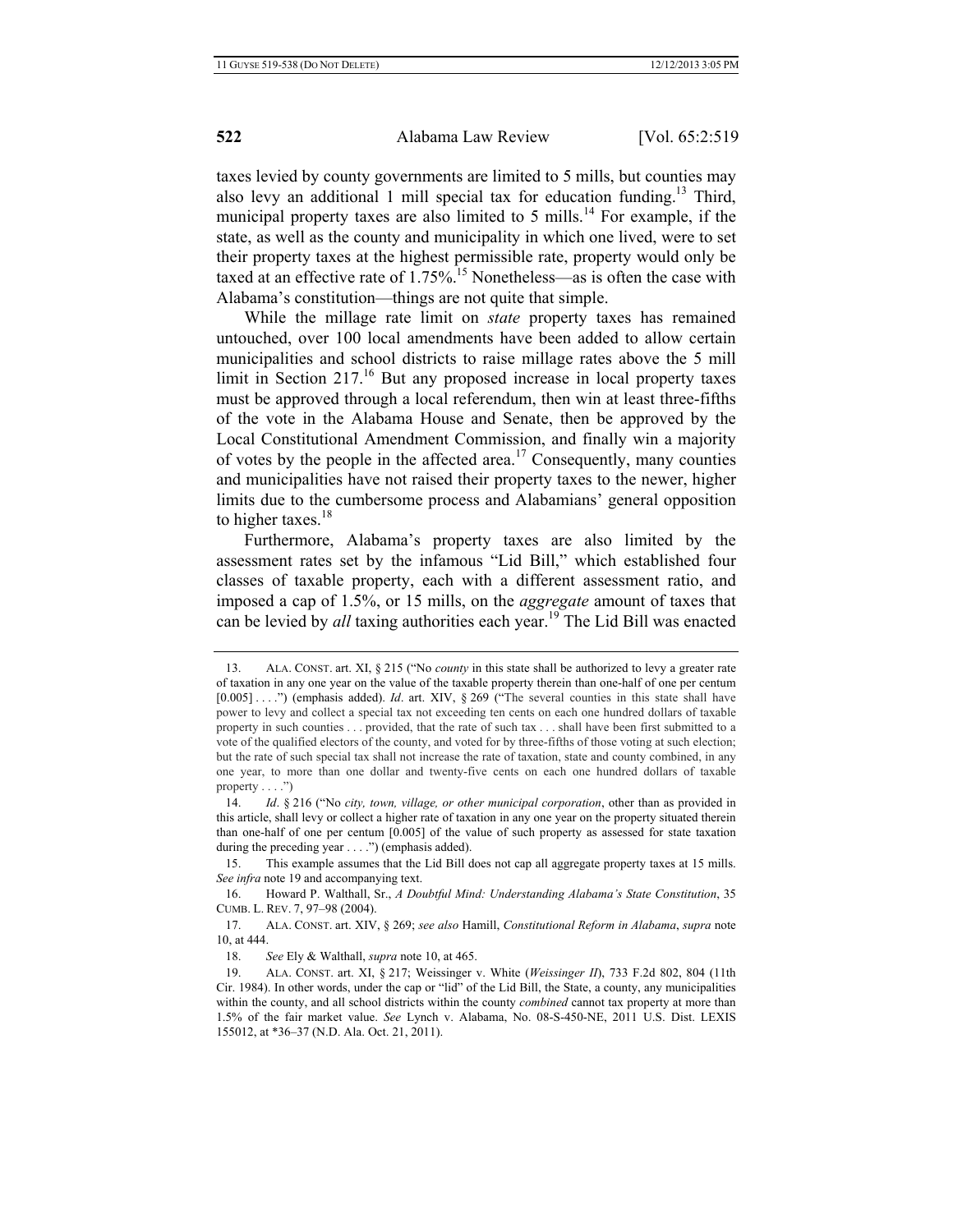taxes levied by county governments are limited to 5 mills, but counties may also levy an additional 1 mill special tax for education funding.[13] Third, municipal property taxes are also limited to 5 mills.[14] For example, if the state, as well as the county and municipality in which one lived, were to set their property taxes at the highest permissible rate, property would only be taxed at an effective rate of 1.75%.[15] Nonetheless—as is often the case with Alabama's constitution—things are not quite that simple.

While the millage rate limit on *state* property taxes has remained untouched, over 100 local amendments have been added to allow certain municipalities and school districts to raise millage rates above the 5 mill limit in Section 217.[16] But any proposed increase in local property taxes must be approved through a local referendum, then win at least three-fifths of the vote in the Alabama House and Senate, then be approved by the Local Constitutional Amendment Commission, and finally win a majority of votes by the people in the affected area.[17] Consequently, many counties and municipalities have not raised their property taxes to the newer, higher limits due to the cumbersome process and Alabamians' general opposition to higher taxes.[18]

Furthermore, Alabama's property taxes are also limited by the assessment rates set by the infamous "Lid Bill," which established four classes of taxable property, each with a different assessment ratio, and imposed a cap of 1.5%, or 15 mills, on the *aggregate* amount of taxes that can be levied by *all* taxing authorities each year.[19] The Lid Bill was enacted

---

13. ALA. CONST. art. XI, § 215 ("No *county* in this state shall be authorized to levy a greater rate of taxation in any one year on the value of the taxable property therein than one-half of one per centum [0.005] . . . .") (emphasis added). *Id*. art. XIV, § 269 ("The several counties in this state shall have power to levy and collect a special tax not exceeding ten cents on each one hundred dollars of taxable property in such counties . . . provided, that the rate of such tax . . . shall have been first submitted to a vote of the qualified electors of the county, and voted for by three-fifths of those voting at such election; but the rate of such special tax shall not increase the rate of taxation, state and county combined, in any one year, to more than one dollar and twenty-five cents on each one hundred dollars of taxable property . . . .")

14. *Id*. § 216 ("No *city, town, village, or other municipal corporation*, other than as provided in this article, shall levy or collect a higher rate of taxation in any one year on the property situated therein than one-half of one per centum [0.005] of the value of such property as assessed for state taxation during the preceding year . . . .") (emphasis added).

15. This example assumes that the Lid Bill does not cap all aggregate property taxes at 15 mills. *See infra* note 19 and accompanying text.

16. Howard P. Walthall, Sr., *A Doubtful Mind: Understanding Alabama's State Constitution*, 35 CUMB. L. REV. 7, 97–98 (2004).

17. ALA. CONST. art. XIV, § 269; *see also* Hamill, *Constitutional Reform in Alabama*, *supra* note 10, at 444.

18. *See* Ely & Walthall, *supra* note 10, at 465.

19. ALA. CONST. art. XI, § 217; Weissinger v. White (*Weissinger II*), 733 F.2d 802, 804 (11th Cir. 1984). In other words, under the cap or "lid" of the Lid Bill, the State, a county, any municipalities within the county, and all school districts within the county *combined* cannot tax property at more than 1.5% of the fair market value. *See* Lynch v. Alabama, No. 08-S-450-NE, 2011 U.S. Dist. LEXIS 155012, at *36–37 (N.D. Ala. Oct. 21, 2011).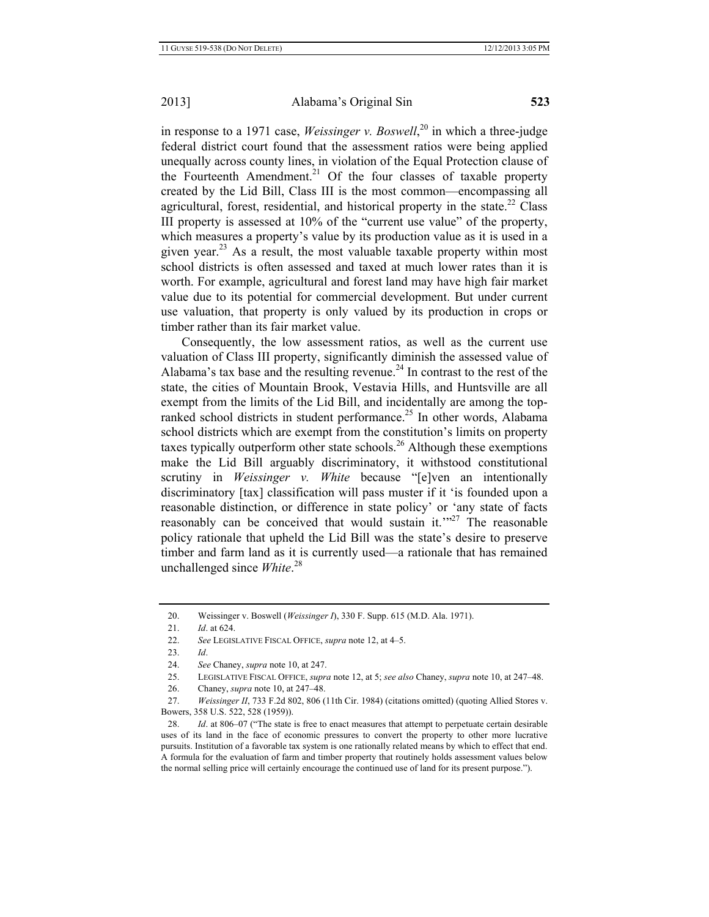in response to a 1971 case, *Weissinger v. Boswell*,[20] in which a three-judge federal district court found that the assessment ratios were being applied unequally across county lines, in violation of the Equal Protection clause of the Fourteenth Amendment.[21] Of the four classes of taxable property created by the Lid Bill, Class III is the most common—encompassing all agricultural, forest, residential, and historical property in the state.[22] Class III property is assessed at 10% of the "current use value" of the property, which measures a property's value by its production value as it is used in a given year.[23] As a result, the most valuable taxable property within most school districts is often assessed and taxed at much lower rates than it is worth. For example, agricultural and forest land may have high fair market value due to its potential for commercial development. But under current use valuation, that property is only valued by its production in crops or timber rather than its fair market value.

Consequently, the low assessment ratios, as well as the current use valuation of Class III property, significantly diminish the assessed value of Alabama's tax base and the resulting revenue.[24] In contrast to the rest of the state, the cities of Mountain Brook, Vestavia Hills, and Huntsville are all exempt from the limits of the Lid Bill, and incidentally are among the top-ranked school districts in student performance.[25] In other words, Alabama school districts which are exempt from the constitution's limits on property taxes typically outperform other state schools.[26] Although these exemptions make the Lid Bill arguably discriminatory, it withstood constitutional scrutiny in *Weissinger v. White* because "[e]ven an intentionally discriminatory [tax] classification will pass muster if it 'is founded upon a reasonable distinction, or difference in state policy' or 'any state of facts reasonably can be conceived that would sustain it.'"[27] The reasonable policy rationale that upheld the Lid Bill was the state's desire to preserve timber and farm land as it is currently used—a rationale that has remained unchallenged since *White*.[28]

---

20. Weissinger v. Boswell (*Weissinger I*), 330 F. Supp. 615 (M.D. Ala. 1971).

21. *Id*. at 624.

22. *See* LEGISLATIVE FISCAL OFFICE, *supra* note 12, at 4–5.

23. *Id*.

24. *See* Chaney, *supra* note 10, at 247.

25. LEGISLATIVE FISCAL OFFICE, *supra* note 12, at 5; *see also* Chaney, *supra* note 10, at 247–48.

26. Chaney, *supra* note 10, at 247–48.

27. *Weissinger II*, 733 F.2d 802, 806 (11th Cir. 1984) (citations omitted) (quoting Allied Stores v. Bowers, 358 U.S. 522, 528 (1959)).

28. *Id*. at 806–07 ("The state is free to enact measures that attempt to perpetuate certain desirable uses of its land in the face of economic pressures to convert the property to other more lucrative pursuits. Institution of a favorable tax system is one rationally related means by which to effect that end. A formula for the evaluation of farm and timber property that routinely holds assessment values below the normal selling price will certainly encourage the continued use of land for its present purpose.").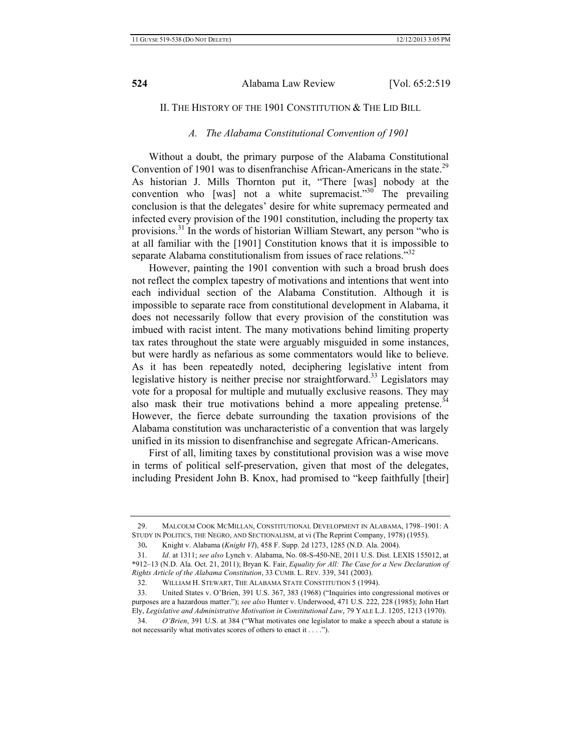## II. THE HISTORY OF THE 1901 CONSTITUTION & THE LID BILL

### *A. The Alabama Constitutional Convention of 1901*

Without a doubt, the primary purpose of the Alabama Constitutional Convention of 1901 was to disenfranchise African-Americans in the state.[29] As historian J. Mills Thornton put it, "There [was] nobody at the convention who [was] not a white supremacist."[30] The prevailing conclusion is that the delegates' desire for white supremacy permeated and infected every provision of the 1901 constitution, including the property tax provisions.[31] In the words of historian William Stewart, any person "who is at all familiar with the [1901] Constitution knows that it is impossible to separate Alabama constitutionalism from issues of race relations."[32]

However, painting the 1901 convention with such a broad brush does not reflect the complex tapestry of motivations and intentions that went into each individual section of the Alabama Constitution. Although it is impossible to separate race from constitutional development in Alabama, it does not necessarily follow that every provision of the constitution was imbued with racist intent. The many motivations behind limiting property tax rates throughout the state were arguably misguided in some instances, but were hardly as nefarious as some commentators would like to believe. As it has been repeatedly noted, deciphering legislative intent from legislative history is neither precise nor straightforward.[33] Legislators may vote for a proposal for multiple and mutually exclusive reasons. They may also mask their true motivations behind a more appealing pretense.[34] However, the fierce debate surrounding the taxation provisions of the Alabama constitution was uncharacteristic of a convention that was largely unified in its mission to disenfranchise and segregate African-Americans.

First of all, limiting taxes by constitutional provision was a wise move in terms of political self-preservation, given that most of the delegates, including President John B. Knox, had promised to "keep faithfully [their]

---

29. MALCOLM COOK MCMILLAN, CONSTITUTIONAL DEVELOPMENT IN ALABAMA, 1798–1901: A STUDY IN POLITICS, THE NEGRO, AND SECTIONALISM, at vi (The Reprint Company, 1978) (1955).

30. Knight v. Alabama (*Knight VI*), 458 F. Supp. 2d 1273, 1285 (N.D. Ala. 2004).

31. *Id*. at 1311; *see also* Lynch v. Alabama, No. 08-S-450-NE, 2011 U.S. Dist. LEXIS 155012, at *912–13 (N.D. Ala. Oct. 21, 2011); Bryan K. Fair, *Equality for All: The Case for a New Declaration of Rights Article of the Alabama Constitution*, 33 CUMB. L. REV. 339, 341 (2003).

32. WILLIAM H. STEWART, THE ALABAMA STATE CONSTITUTION 5 (1994).

33. United States v. O'Brien, 391 U.S. 367, 383 (1968) ("Inquiries into congressional motives or purposes are a hazardous matter."); *see also* Hunter v. Underwood, 471 U.S. 222, 228 (1985); John Hart Ely, *Legislative and Administrative Motivation in Constitutional Law*, 79 YALE L.J. 1205, 1213 (1970).

34. *O'Brien*, 391 U.S. at 384 ("What motivates one legislator to make a speech about a statute is not necessarily what motivates scores of others to enact it . . . .").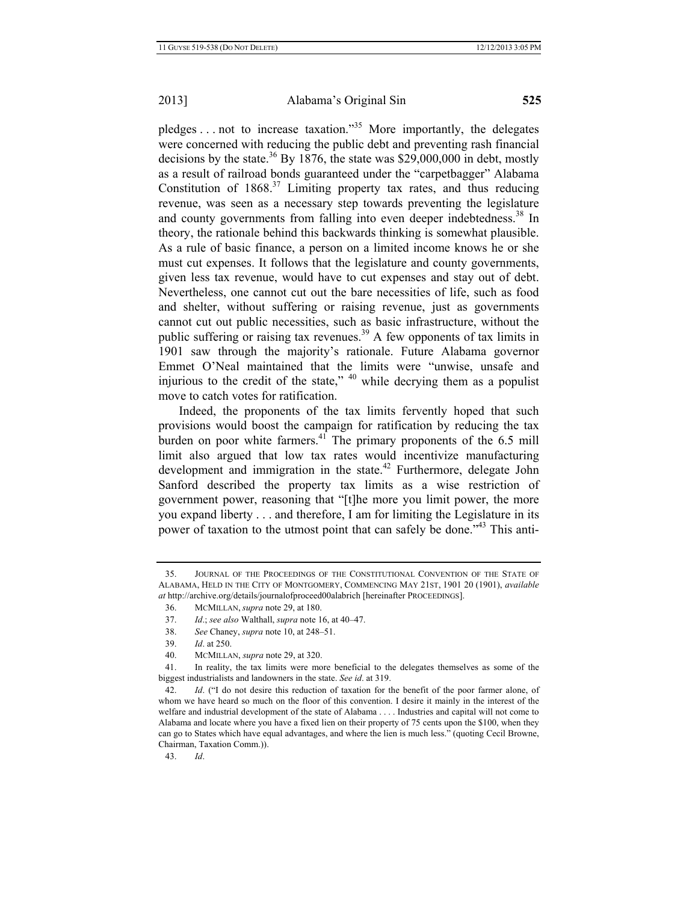pledges . . . not to increase taxation."[35] More importantly, the delegates were concerned with reducing the public debt and preventing rash financial decisions by the state.[36] By 1876, the state was $29,000,000 in debt, mostly as a result of railroad bonds guaranteed under the "carpetbagger" Alabama Constitution of 1868.[37] Limiting property tax rates, and thus reducing revenue, was seen as a necessary step towards preventing the legislature and county governments from falling into even deeper indebtedness.[38] In theory, the rationale behind this backwards thinking is somewhat plausible. As a rule of basic finance, a person on a limited income knows he or she must cut expenses. It follows that the legislature and county governments, given less tax revenue, would have to cut expenses and stay out of debt. Nevertheless, one cannot cut out the bare necessities of life, such as food and shelter, without suffering or raising revenue, just as governments cannot cut out public necessities, such as basic infrastructure, without the public suffering or raising tax revenues.[39] A few opponents of tax limits in 1901 saw through the majority's rationale. Future Alabama governor Emmet O'Neal maintained that the limits were "unwise, unsafe and injurious to the credit of the state," [40] while decrying them as a populist move to catch votes for ratification.

Indeed, the proponents of the tax limits fervently hoped that such provisions would boost the campaign for ratification by reducing the tax burden on poor white farmers.[41] The primary proponents of the 6.5 mill limit also argued that low tax rates would incentivize manufacturing development and immigration in the state.[42] Furthermore, delegate John Sanford described the property tax limits as a wise restriction of government power, reasoning that "[t]he more you limit power, the more you expand liberty . . . and therefore, I am for limiting the Legislature in its power of taxation to the utmost point that can safely be done."[43] This anti-

---

35. JOURNAL OF THE PROCEEDINGS OF THE CONSTITUTIONAL CONVENTION OF THE STATE OF ALABAMA, HELD IN THE CITY OF MONTGOMERY, COMMENCING MAY 21ST, 1901 20 (1901), *available at* http://archive.org/details/journalofproceed00alabrich [hereinafter PROCEEDINGS].

36. MCMILLAN, *supra* note 29, at 180.

37. *Id*.; *see also* Walthall, *supra* note 16, at 40–47.

38. *See* Chaney, *supra* note 10, at 248–51.

39. *Id*. at 250.

40. MCMILLAN, *supra* note 29, at 320.

41. In reality, the tax limits were more beneficial to the delegates themselves as some of the biggest industrialists and landowners in the state. *See id*. at 319.

42. *Id*. ("I do not desire this reduction of taxation for the benefit of the poor farmer alone, of whom we have heard so much on the floor of this convention. I desire it mainly in the interest of the welfare and industrial development of the state of Alabama . . . . Industries and capital will not come to Alabama and locate where you have a fixed lien on their property of 75 cents upon the $100, when they can go to States which have equal advantages, and where the lien is much less." (quoting Cecil Browne, Chairman, Taxation Comm.)).

43. *Id*.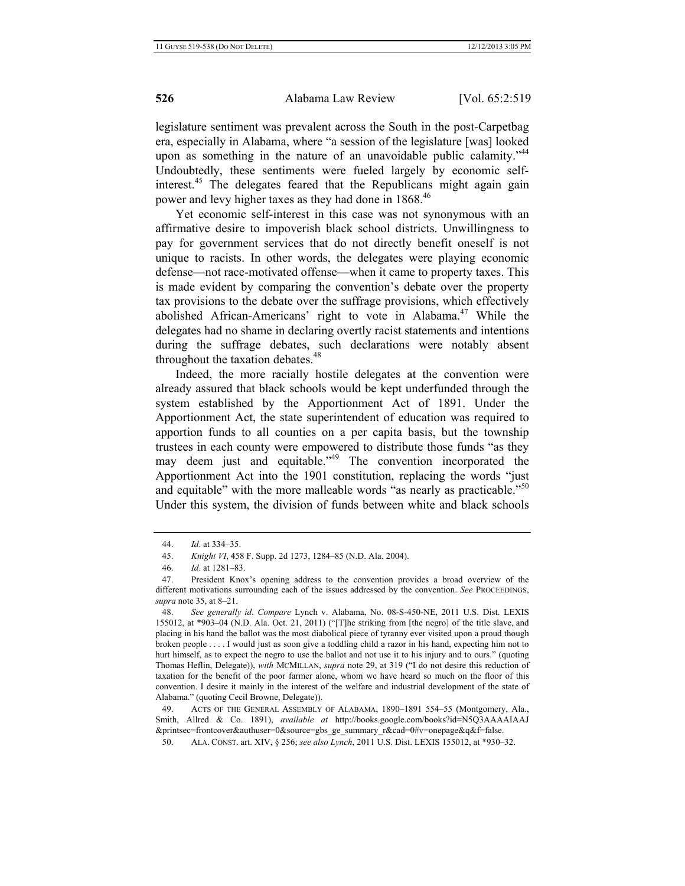legislature sentiment was prevalent across the South in the post-Carpetbag era, especially in Alabama, where "a session of the legislature [was] looked upon as something in the nature of an unavoidable public calamity."[44] Undoubtedly, these sentiments were fueled largely by economic self-interest.[45] The delegates feared that the Republicans might again gain power and levy higher taxes as they had done in 1868.[46]

Yet economic self-interest in this case was not synonymous with an affirmative desire to impoverish black school districts. Unwillingness to pay for government services that do not directly benefit oneself is not unique to racists. In other words, the delegates were playing economic defense—not race-motivated offense—when it came to property taxes. This is made evident by comparing the convention's debate over the property tax provisions to the debate over the suffrage provisions, which effectively abolished African-Americans' right to vote in Alabama.[47] While the delegates had no shame in declaring overtly racist statements and intentions during the suffrage debates, such declarations were notably absent throughout the taxation debates.[48]

Indeed, the more racially hostile delegates at the convention were already assured that black schools would be kept underfunded through the system established by the Apportionment Act of 1891. Under the Apportionment Act, the state superintendent of education was required to apportion funds to all counties on a per capita basis, but the township trustees in each county were empowered to distribute those funds "as they may deem just and equitable."[49] The convention incorporated the Apportionment Act into the 1901 constitution, replacing the words "just and equitable" with the more malleable words "as nearly as practicable."[50] Under this system, the division of funds between white and black schools

---

44. *Id*. at 334–35.

45. *Knight VI*, 458 F. Supp. 2d 1273, 1284–85 (N.D. Ala. 2004).

46. *Id*. at 1281–83.

47. President Knox's opening address to the convention provides a broad overview of the different motivations surrounding each of the issues addressed by the convention. *See* PROCEEDINGS, *supra* note 35, at 8–21.

48. *See generally id*. *Compare* Lynch v. Alabama, No. 08-S-450-NE, 2011 U.S. Dist. LEXIS 155012, at *903–04 (N.D. Ala. Oct. 21, 2011) ("[T]he striking from [the negro] of the title slave, and placing in his hand the ballot was the most diabolical piece of tyranny ever visited upon a proud though broken people . . . . I would just as soon give a toddling child a razor in his hand, expecting him not to hurt himself, as to expect the negro to use the ballot and not use it to his injury and to ours." (quoting Thomas Heflin, Delegate)), *with* MCMILLAN, *supra* note 29, at 319 ("I do not desire this reduction of taxation for the benefit of the poor farmer alone, whom we have heard so much on the floor of this convention. I desire it mainly in the interest of the welfare and industrial development of the state of Alabama." (quoting Cecil Browne, Delegate)).

49. ACTS OF THE GENERAL ASSEMBLY OF ALABAMA, 1890–1891 554–55 (Montgomery, Ala., Smith, Allred & Co. 1891), *available at* http://books.google.com/books?id=N5Q3AAAAIAAJ&printsec=frontcover&authuser=0&source=gbs_ge_summary_r&cad=0#v=onepage&q&f=false.

50. ALA. CONST. art. XIV, § 256; *see also Lynch*, 2011 U.S. Dist. LEXIS 155012, at *930–32.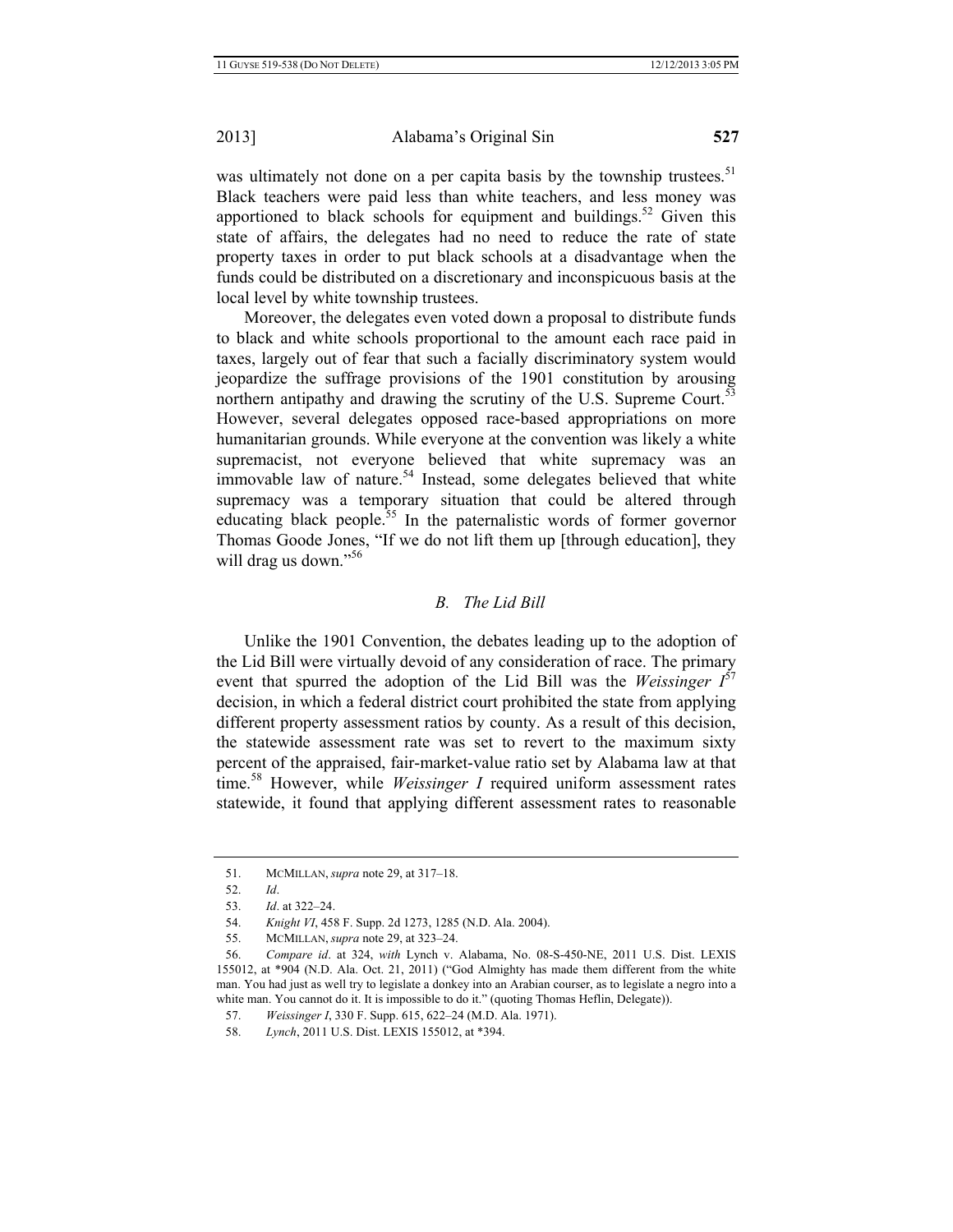was ultimately not done on a per capita basis by the township trustees.[51] Black teachers were paid less than white teachers, and less money was apportioned to black schools for equipment and buildings.[52] Given this state of affairs, the delegates had no need to reduce the rate of state property taxes in order to put black schools at a disadvantage when the funds could be distributed on a discretionary and inconspicuous basis at the local level by white township trustees.

Moreover, the delegates even voted down a proposal to distribute funds to black and white schools proportional to the amount each race paid in taxes, largely out of fear that such a facially discriminatory system would jeopardize the suffrage provisions of the 1901 constitution by arousing northern antipathy and drawing the scrutiny of the U.S. Supreme Court.[53] However, several delegates opposed race-based appropriations on more humanitarian grounds. While everyone at the convention was likely a white supremacist, not everyone believed that white supremacy was an immovable law of nature.[54] Instead, some delegates believed that white supremacy was a temporary situation that could be altered through educating black people.[55] In the paternalistic words of former governor Thomas Goode Jones, "If we do not lift them up [through education], they will drag us down."[56]

### *B. The Lid Bill*

Unlike the 1901 Convention, the debates leading up to the adoption of the Lid Bill were virtually devoid of any consideration of race. The primary event that spurred the adoption of the Lid Bill was the *Weissinger I*[57] decision, in which a federal district court prohibited the state from applying different property assessment ratios by county. As a result of this decision, the statewide assessment rate was set to revert to the maximum sixty percent of the appraised, fair-market-value ratio set by Alabama law at that time.[58] However, while *Weissinger I* required uniform assessment rates statewide, it found that applying different assessment rates to reasonable

---

51. MCMILLAN, *supra* note 29, at 317–18.

52. *Id*.

53. *Id*. at 322–24.

54. *Knight VI*, 458 F. Supp. 2d 1273, 1285 (N.D. Ala. 2004).

55. MCMILLAN, *supra* note 29, at 323–24.

56. *Compare id*. at 324, *with* Lynch v. Alabama, No. 08-S-450-NE, 2011 U.S. Dist. LEXIS 155012, at *904 (N.D. Ala. Oct. 21, 2011) ("God Almighty has made them different from the white man. You had just as well try to legislate a donkey into an Arabian courser, as to legislate a negro into a white man. You cannot do it. It is impossible to do it." (quoting Thomas Heflin, Delegate)).

57. *Weissinger I*, 330 F. Supp. 615, 622–24 (M.D. Ala. 1971).

58. *Lynch*, 2011 U.S. Dist. LEXIS 155012, at *394.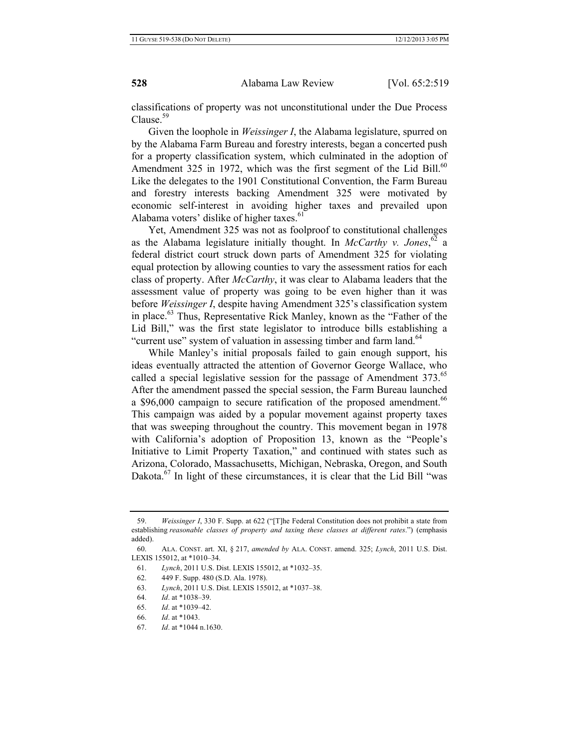classifications of property was not unconstitutional under the Due Process Clause.[59]

Given the loophole in *Weissinger I*, the Alabama legislature, spurred on by the Alabama Farm Bureau and forestry interests, began a concerted push for a property classification system, which culminated in the adoption of Amendment 325 in 1972, which was the first segment of the Lid Bill.[60] Like the delegates to the 1901 Constitutional Convention, the Farm Bureau and forestry interests backing Amendment 325 were motivated by economic self-interest in avoiding higher taxes and prevailed upon Alabama voters' dislike of higher taxes.[61]

Yet, Amendment 325 was not as foolproof to constitutional challenges as the Alabama legislature initially thought. In *McCarthy v. Jones*,[62] a federal district court struck down parts of Amendment 325 for violating equal protection by allowing counties to vary the assessment ratios for each class of property. After *McCarthy*, it was clear to Alabama leaders that the assessment value of property was going to be even higher than it was before *Weissinger I*, despite having Amendment 325's classification system in place.[63] Thus, Representative Rick Manley, known as the "Father of the Lid Bill," was the first state legislator to introduce bills establishing a "current use" system of valuation in assessing timber and farm land.[64]

While Manley's initial proposals failed to gain enough support, his ideas eventually attracted the attention of Governor George Wallace, who called a special legislative session for the passage of Amendment 373.[65] After the amendment passed the special session, the Farm Bureau launched a $96,000 campaign to secure ratification of the proposed amendment.[66] This campaign was aided by a popular movement against property taxes that was sweeping throughout the country. This movement began in 1978 with California's adoption of Proposition 13, known as the "People's Initiative to Limit Property Taxation," and continued with states such as Arizona, Colorado, Massachusetts, Michigan, Nebraska, Oregon, and South Dakota.[67] In light of these circumstances, it is clear that the Lid Bill "was

---

59. *Weissinger I*, 330 F. Supp. at 622 ("[T]he Federal Constitution does not prohibit a state from establishing *reasonable classes of property and taxing these classes at different rates*.") (emphasis added).

60. ALA. CONST. art. XI, § 217, *amended by* ALA. CONST. amend. 325; *Lynch*, 2011 U.S. Dist. LEXIS 155012, at *1010–34.

61. *Lynch*, 2011 U.S. Dist. LEXIS 155012, at *1032–35.

62. 449 F. Supp. 480 (S.D. Ala. 1978).

63. *Lynch*, 2011 U.S. Dist. LEXIS 155012, at *1037–38.

64. *Id*. at *1038–39.

65. *Id*. at *1039–42.

66. *Id*. at *1043.

67. *Id*. at *1044 n.1630.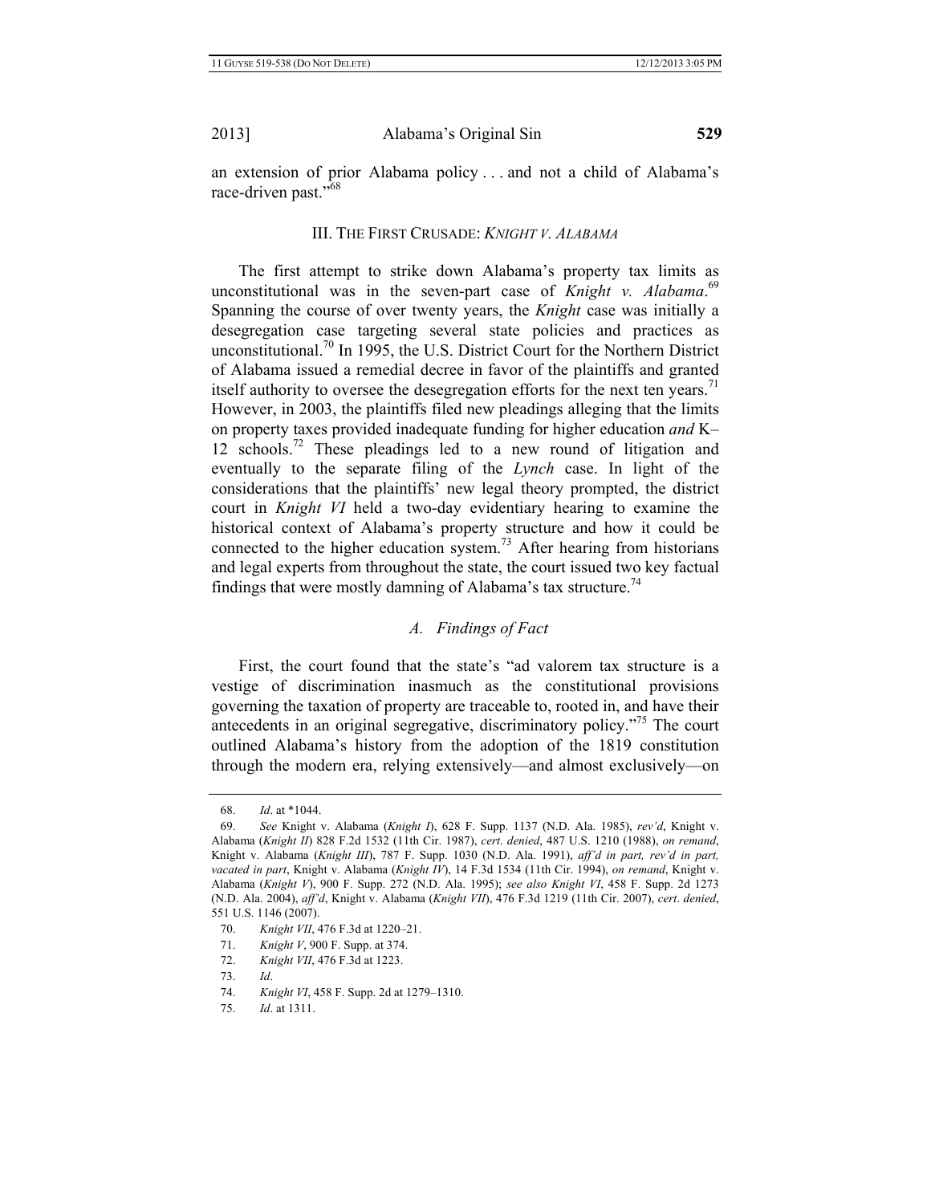an extension of prior Alabama policy . . . and not a child of Alabama's race-driven past."[68]

## III. The First Crusade: *Knight v. Alabama*

The first attempt to strike down Alabama's property tax limits as unconstitutional was in the seven-part case of *Knight v. Alabama*.[69] Spanning the course of over twenty years, the *Knight* case was initially a desegregation case targeting several state policies and practices as unconstitutional.[70] In 1995, the U.S. District Court for the Northern District of Alabama issued a remedial decree in favor of the plaintiffs and granted itself authority to oversee the desegregation efforts for the next ten years.[71] However, in 2003, the plaintiffs filed new pleadings alleging that the limits on property taxes provided inadequate funding for higher education *and* K–12 schools.[72] These pleadings led to a new round of litigation and eventually to the separate filing of the *Lynch* case. In light of the considerations that the plaintiffs' new legal theory prompted, the district court in *Knight VI* held a two-day evidentiary hearing to examine the historical context of Alabama's property structure and how it could be connected to the higher education system.[73] After hearing from historians and legal experts from throughout the state, the court issued two key factual findings that were mostly damning of Alabama's tax structure.[74]

### *A. Findings of Fact*

First, the court found that the state's "ad valorem tax structure is a vestige of discrimination inasmuch as the constitutional provisions governing the taxation of property are traceable to, rooted in, and have their antecedents in an original segregative, discriminatory policy."[75] The court outlined Alabama's history from the adoption of the 1819 constitution through the modern era, relying extensively—and almost exclusively—on

---

68. *Id*. at \*1044.

69. *See* Knight v. Alabama (*Knight I*), 628 F. Supp. 1137 (N.D. Ala. 1985), *rev'd*, Knight v. Alabama (*Knight II*) 828 F.2d 1532 (11th Cir. 1987), *cert*. *denied*, 487 U.S. 1210 (1988), *on remand*, Knight v. Alabama (*Knight III*), 787 F. Supp. 1030 (N.D. Ala. 1991), *aff'd in part, rev'd in part, vacated in part*, Knight v. Alabama (*Knight IV*), 14 F.3d 1534 (11th Cir. 1994), *on remand*, Knight v. Alabama (*Knight V*), 900 F. Supp. 272 (N.D. Ala. 1995); *see also Knight VI*, 458 F. Supp. 2d 1273 (N.D. Ala. 2004), *aff'd*, Knight v. Alabama (*Knight VII*), 476 F.3d 1219 (11th Cir. 2007), *cert*. *denied*, 551 U.S. 1146 (2007).

70. *Knight VII*, 476 F.3d at 1220–21.

71. *Knight V*, 900 F. Supp. at 374.

72. *Knight VII*, 476 F.3d at 1223.

73. *Id*.

74. *Knight VI*, 458 F. Supp. 2d at 1279–1310.

75. *Id*. at 1311.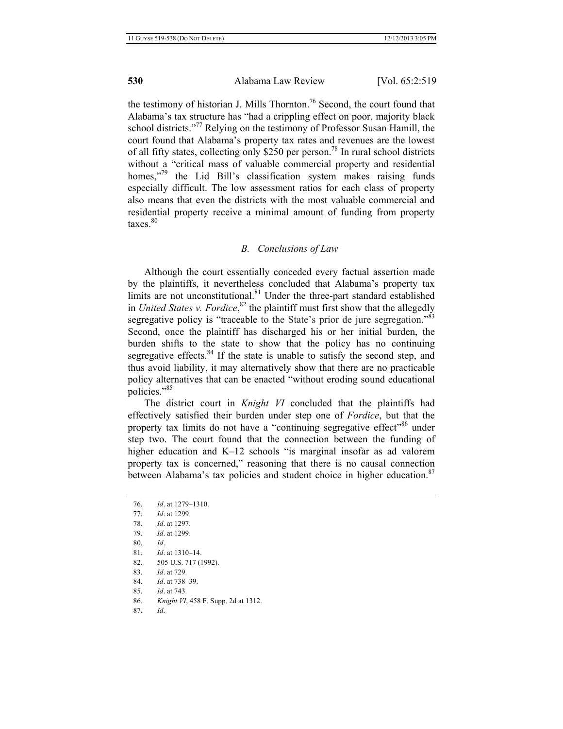the testimony of historian J. Mills Thornton.[76] Second, the court found that Alabama's tax structure has "had a crippling effect on poor, majority black school districts."[77] Relying on the testimony of Professor Susan Hamill, the court found that Alabama's property tax rates and revenues are the lowest of all fifty states, collecting only $250 per person.[78] In rural school districts without a "critical mass of valuable commercial property and residential homes,"[79] the Lid Bill's classification system makes raising funds especially difficult. The low assessment ratios for each class of property also means that even the districts with the most valuable commercial and residential property receive a minimal amount of funding from property taxes.[80]

### *B. Conclusions of Law*

Although the court essentially conceded every factual assertion made by the plaintiffs, it nevertheless concluded that Alabama's property tax limits are not unconstitutional.[81] Under the three-part standard established in *United States v. Fordice*,[82] the plaintiff must first show that the allegedly segregative policy is "traceable to the State's prior de jure segregation."[83] Second, once the plaintiff has discharged his or her initial burden, the burden shifts to the state to show that the policy has no continuing segregative effects.[84] If the state is unable to satisfy the second step, and thus avoid liability, it may alternatively show that there are no practicable policy alternatives that can be enacted "without eroding sound educational policies."[85]

The district court in *Knight VI* concluded that the plaintiffs had effectively satisfied their burden under step one of *Fordice*, but that the property tax limits do not have a "continuing segregative effect"[86] under step two. The court found that the connection between the funding of higher education and K–12 schools "is marginal insofar as ad valorem property tax is concerned," reasoning that there is no causal connection between Alabama's tax policies and student choice in higher education.[87]

---

76. *Id*. at 1279–1310.
77. *Id*. at 1299.
78. *Id*. at 1297.
79. *Id*. at 1299.
80. *Id*.
81. *Id*. at 1310–14.
82. 505 U.S. 717 (1992).
83. *Id*. at 729.
84. *Id*. at 738–39.
85. *Id*. at 743.
86. *Knight VI*, 458 F. Supp. 2d at 1312.
87. *Id*.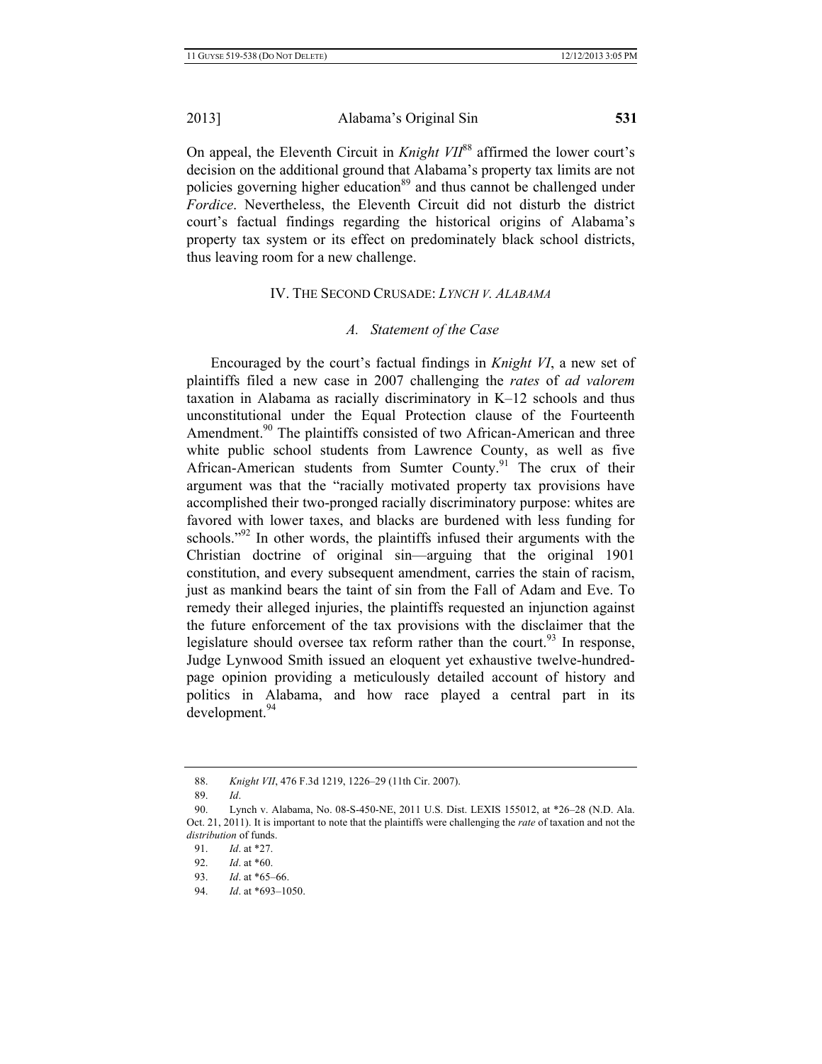On appeal, the Eleventh Circuit in *Knight VII*[88] affirmed the lower court's decision on the additional ground that Alabama's property tax limits are not policies governing higher education[89] and thus cannot be challenged under *Fordice*. Nevertheless, the Eleventh Circuit did not disturb the district court's factual findings regarding the historical origins of Alabama's property tax system or its effect on predominately black school districts, thus leaving room for a new challenge.

## IV. THE SECOND CRUSADE: *LYNCH V. ALABAMA*

### *A. Statement of the Case*

Encouraged by the court's factual findings in *Knight VI*, a new set of plaintiffs filed a new case in 2007 challenging the *rates* of *ad valorem* taxation in Alabama as racially discriminatory in K–12 schools and thus unconstitutional under the Equal Protection clause of the Fourteenth Amendment.[90] The plaintiffs consisted of two African-American and three white public school students from Lawrence County, as well as five African-American students from Sumter County.[91] The crux of their argument was that the "racially motivated property tax provisions have accomplished their two-pronged racially discriminatory purpose: whites are favored with lower taxes, and blacks are burdened with less funding for schools."[92] In other words, the plaintiffs infused their arguments with the Christian doctrine of original sin—arguing that the original 1901 constitution, and every subsequent amendment, carries the stain of racism, just as mankind bears the taint of sin from the Fall of Adam and Eve. To remedy their alleged injuries, the plaintiffs requested an injunction against the future enforcement of the tax provisions with the disclaimer that the legislature should oversee tax reform rather than the court.[93] In response, Judge Lynwood Smith issued an eloquent yet exhaustive twelve-hundred-page opinion providing a meticulously detailed account of history and politics in Alabama, and how race played a central part in its development.[94]

---

88. *Knight VII*, 476 F.3d 1219, 1226–29 (11th Cir. 2007).

89. *Id*.

90. Lynch v. Alabama, No. 08-S-450-NE, 2011 U.S. Dist. LEXIS 155012, at *26–28 (N.D. Ala. Oct. 21, 2011). It is important to note that the plaintiffs were challenging the *rate* of taxation and not the *distribution* of funds.

91. *Id*. at *27.

92. *Id*. at *60.

93. *Id*. at *65–66.

94. *Id*. at *693–1050.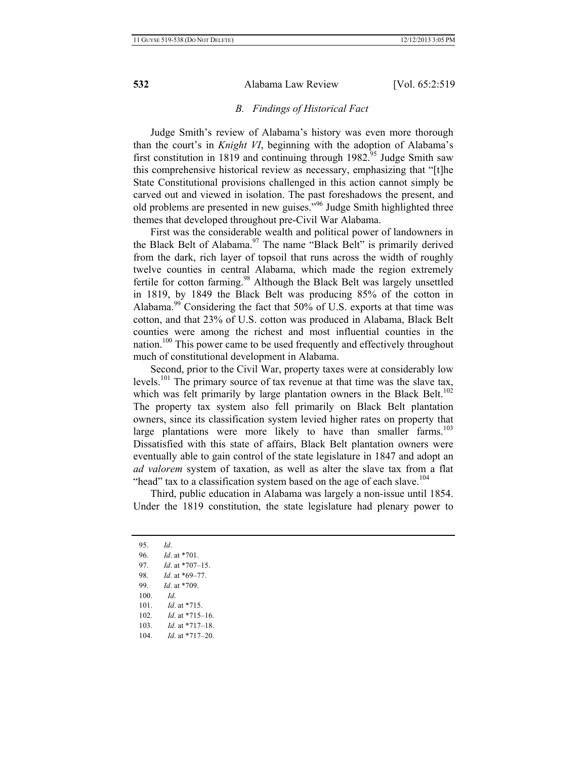### *B. Findings of Historical Fact*

Judge Smith's review of Alabama's history was even more thorough than the court's in *Knight VI*, beginning with the adoption of Alabama's first constitution in 1819 and continuing through 1982.[95] Judge Smith saw this comprehensive historical review as necessary, emphasizing that "[t]he State Constitutional provisions challenged in this action cannot simply be carved out and viewed in isolation. The past foreshadows the present, and old problems are presented in new guises."[96] Judge Smith highlighted three themes that developed throughout pre-Civil War Alabama.

First was the considerable wealth and political power of landowners in the Black Belt of Alabama.[97] The name "Black Belt" is primarily derived from the dark, rich layer of topsoil that runs across the width of roughly twelve counties in central Alabama, which made the region extremely fertile for cotton farming.[98] Although the Black Belt was largely unsettled in 1819, by 1849 the Black Belt was producing 85% of the cotton in Alabama.[99] Considering the fact that 50% of U.S. exports at that time was cotton, and that 23% of U.S. cotton was produced in Alabama, Black Belt counties were among the richest and most influential counties in the nation.[100] This power came to be used frequently and effectively throughout much of constitutional development in Alabama.

Second, prior to the Civil War, property taxes were at considerably low levels.[101] The primary source of tax revenue at that time was the slave tax, which was felt primarily by large plantation owners in the Black Belt.[102] The property tax system also fell primarily on Black Belt plantation owners, since its classification system levied higher rates on property that large plantations were more likely to have than smaller farms.[103] Dissatisfied with this state of affairs, Black Belt plantation owners were eventually able to gain control of the state legislature in 1847 and adopt an *ad valorem* system of taxation, as well as alter the slave tax from a flat "head" tax to a classification system based on the age of each slave.[104]

Third, public education in Alabama was largely a non-issue until 1854. Under the 1819 constitution, the state legislature had plenary power to

---

95. *Id*.
96. *Id*. at *701.
97. *Id*. at *707–15.
98. *Id*. at *69–77.
99. *Id*. at *709.
100. *Id*.
101. *Id*. at *715.
102. *Id*. at *715–16.
103. *Id*. at *717–18.
104. *Id*. at *717–20.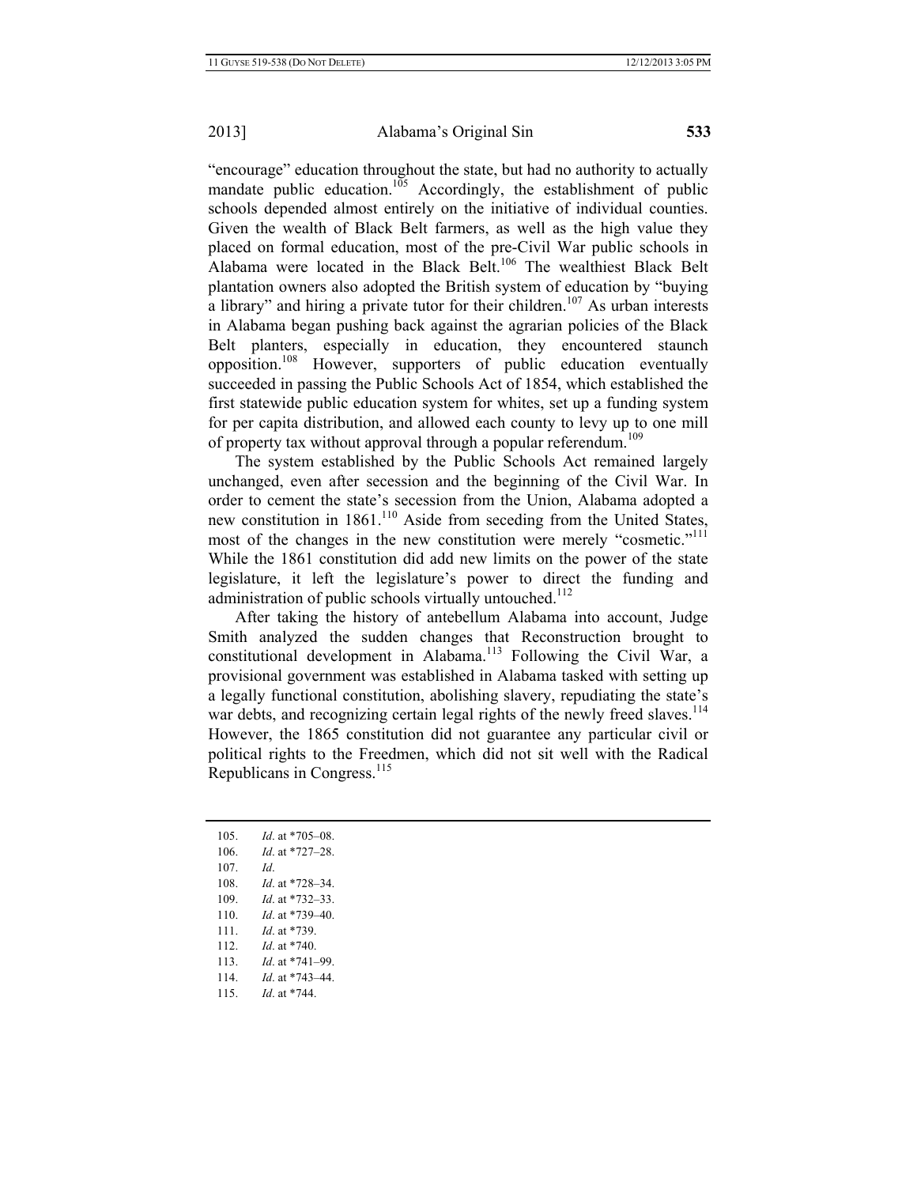"encourage" education throughout the state, but had no authority to actually mandate public education.[105] Accordingly, the establishment of public schools depended almost entirely on the initiative of individual counties. Given the wealth of Black Belt farmers, as well as the high value they placed on formal education, most of the pre-Civil War public schools in Alabama were located in the Black Belt.[106] The wealthiest Black Belt plantation owners also adopted the British system of education by "buying a library" and hiring a private tutor for their children.[107] As urban interests in Alabama began pushing back against the agrarian policies of the Black Belt planters, especially in education, they encountered staunch opposition.[108] However, supporters of public education eventually succeeded in passing the Public Schools Act of 1854, which established the first statewide public education system for whites, set up a funding system for per capita distribution, and allowed each county to levy up to one mill of property tax without approval through a popular referendum.[109]

The system established by the Public Schools Act remained largely unchanged, even after secession and the beginning of the Civil War. In order to cement the state's secession from the Union, Alabama adopted a new constitution in 1861.[110] Aside from seceding from the United States, most of the changes in the new constitution were merely "cosmetic."[111] While the 1861 constitution did add new limits on the power of the state legislature, it left the legislature's power to direct the funding and administration of public schools virtually untouched.[112]

After taking the history of antebellum Alabama into account, Judge Smith analyzed the sudden changes that Reconstruction brought to constitutional development in Alabama.[113] Following the Civil War, a provisional government was established in Alabama tasked with setting up a legally functional constitution, abolishing slavery, repudiating the state's war debts, and recognizing certain legal rights of the newly freed slaves.[114] However, the 1865 constitution did not guarantee any particular civil or political rights to the Freedmen, which did not sit well with the Radical Republicans in Congress.[115]

---

105. *Id*. at *705–08.
106. *Id*. at *727–28.
107. *Id*.
108. *Id*. at *728–34.
109. *Id*. at *732–33.
110. *Id*. at *739–40.
111. *Id*. at *739.
112. *Id*. at *740.
113. *Id*. at *741–99.
114. *Id*. at *743–44.
115. *Id*. at *744.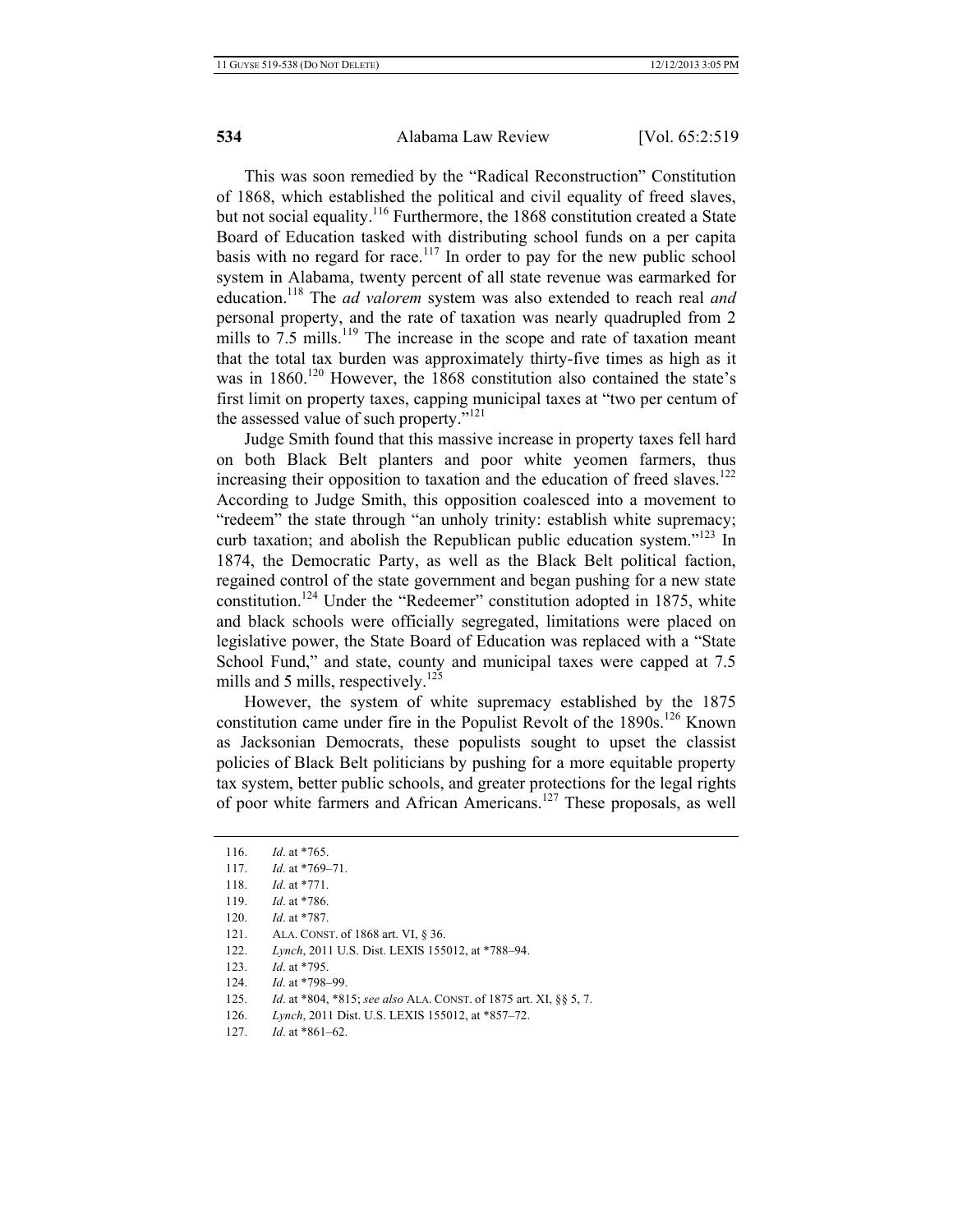This was soon remedied by the "Radical Reconstruction" Constitution of 1868, which established the political and civil equality of freed slaves, but not social equality.[116] Furthermore, the 1868 constitution created a State Board of Education tasked with distributing school funds on a per capita basis with no regard for race.[117] In order to pay for the new public school system in Alabama, twenty percent of all state revenue was earmarked for education.[118] The *ad valorem* system was also extended to reach real *and* personal property, and the rate of taxation was nearly quadrupled from 2 mills to 7.5 mills.[119] The increase in the scope and rate of taxation meant that the total tax burden was approximately thirty-five times as high as it was in 1860.[120] However, the 1868 constitution also contained the state's first limit on property taxes, capping municipal taxes at "two per centum of the assessed value of such property."[121]

Judge Smith found that this massive increase in property taxes fell hard on both Black Belt planters and poor white yeomen farmers, thus increasing their opposition to taxation and the education of freed slaves.[122] According to Judge Smith, this opposition coalesced into a movement to "redeem" the state through "an unholy trinity: establish white supremacy; curb taxation; and abolish the Republican public education system."[123] In 1874, the Democratic Party, as well as the Black Belt political faction, regained control of the state government and began pushing for a new state constitution.[124] Under the "Redeemer" constitution adopted in 1875, white and black schools were officially segregated, limitations were placed on legislative power, the State Board of Education was replaced with a "State School Fund," and state, county and municipal taxes were capped at 7.5 mills and 5 mills, respectively.[125]

However, the system of white supremacy established by the 1875 constitution came under fire in the Populist Revolt of the 1890s.[126] Known as Jacksonian Democrats, these populists sought to upset the classist policies of Black Belt politicians by pushing for a more equitable property tax system, better public schools, and greater protections for the legal rights of poor white farmers and African Americans.[127] These proposals, as well

---

116. *Id*. at *765.
117. *Id*. at *769–71.
118. *Id*. at *771.
119. *Id*. at *786.
120. *Id*. at *787.
121. ALA. CONST. of 1868 art. VI, § 36.
122. *Lynch*, 2011 U.S. Dist. LEXIS 155012, at *788–94.
123. *Id*. at *795.
124. *Id*. at *798–99.
125. *Id*. at *804, *815; *see also* ALA. CONST. of 1875 art. XI, §§ 5, 7.
126. *Lynch*, 2011 Dist. U.S. LEXIS 155012, at *857–72.
127. *Id*. at *861–62.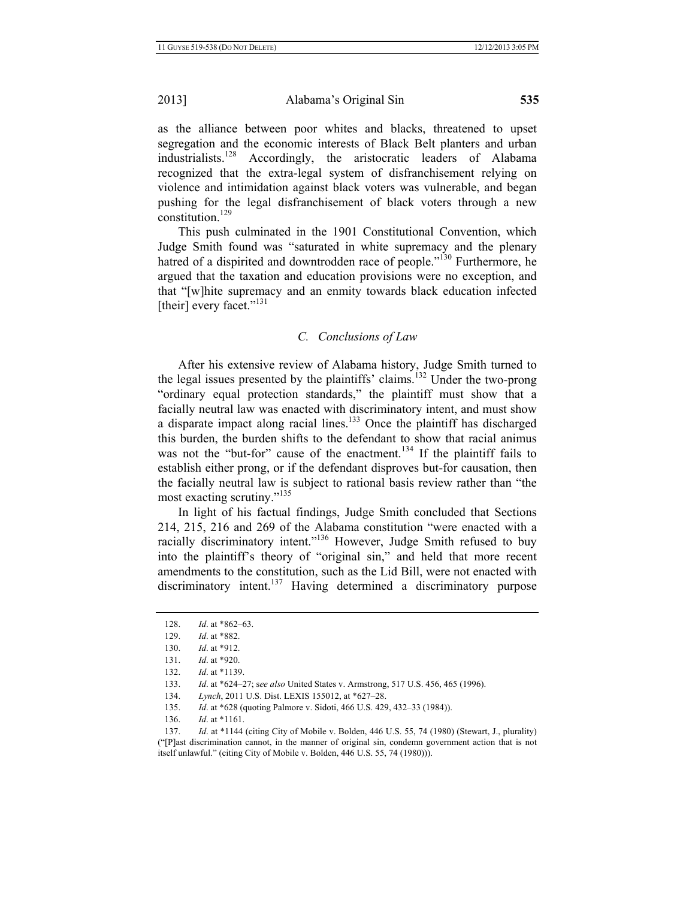as the alliance between poor whites and blacks, threatened to upset segregation and the economic interests of Black Belt planters and urban industrialists.[128] Accordingly, the aristocratic leaders of Alabama recognized that the extra-legal system of disfranchisement relying on violence and intimidation against black voters was vulnerable, and began pushing for the legal disfranchisement of black voters through a new constitution.[129]

This push culminated in the 1901 Constitutional Convention, which Judge Smith found was "saturated in white supremacy and the plenary hatred of a dispirited and downtrodden race of people."[130] Furthermore, he argued that the taxation and education provisions were no exception, and that "[w]hite supremacy and an enmity towards black education infected [their] every facet."[131]

### *C. Conclusions of Law*

After his extensive review of Alabama history, Judge Smith turned to the legal issues presented by the plaintiffs' claims.[132] Under the two-prong "ordinary equal protection standards," the plaintiff must show that a facially neutral law was enacted with discriminatory intent, and must show a disparate impact along racial lines.[133] Once the plaintiff has discharged this burden, the burden shifts to the defendant to show that racial animus was not the "but-for" cause of the enactment.[134] If the plaintiff fails to establish either prong, or if the defendant disproves but-for causation, then the facially neutral law is subject to rational basis review rather than "the most exacting scrutiny."[135]

In light of his factual findings, Judge Smith concluded that Sections 214, 215, 216 and 269 of the Alabama constitution "were enacted with a racially discriminatory intent."[136] However, Judge Smith refused to buy into the plaintiff's theory of "original sin," and held that more recent amendments to the constitution, such as the Lid Bill, were not enacted with discriminatory intent.[137] Having determined a discriminatory purpose

---

128. *Id*. at *862–63.

129. *Id*. at *882.

130. *Id*. at *912.

131. *Id*. at *920.

132. *Id*. at *1139.

133. *Id*. at *624–27; s*ee also* United States v. Armstrong, 517 U.S. 456, 465 (1996).

134. *Lynch*, 2011 U.S. Dist. LEXIS 155012, at *627–28.

135. *Id*. at *628 (quoting Palmore v. Sidoti, 466 U.S. 429, 432–33 (1984)).

136. *Id*. at *1161.

137. *Id*. at *1144 (citing City of Mobile v. Bolden, 446 U.S. 55, 74 (1980) (Stewart, J., plurality) ("[P]ast discrimination cannot, in the manner of original sin, condemn government action that is not itself unlawful." (citing City of Mobile v. Bolden, 446 U.S. 55, 74 (1980))).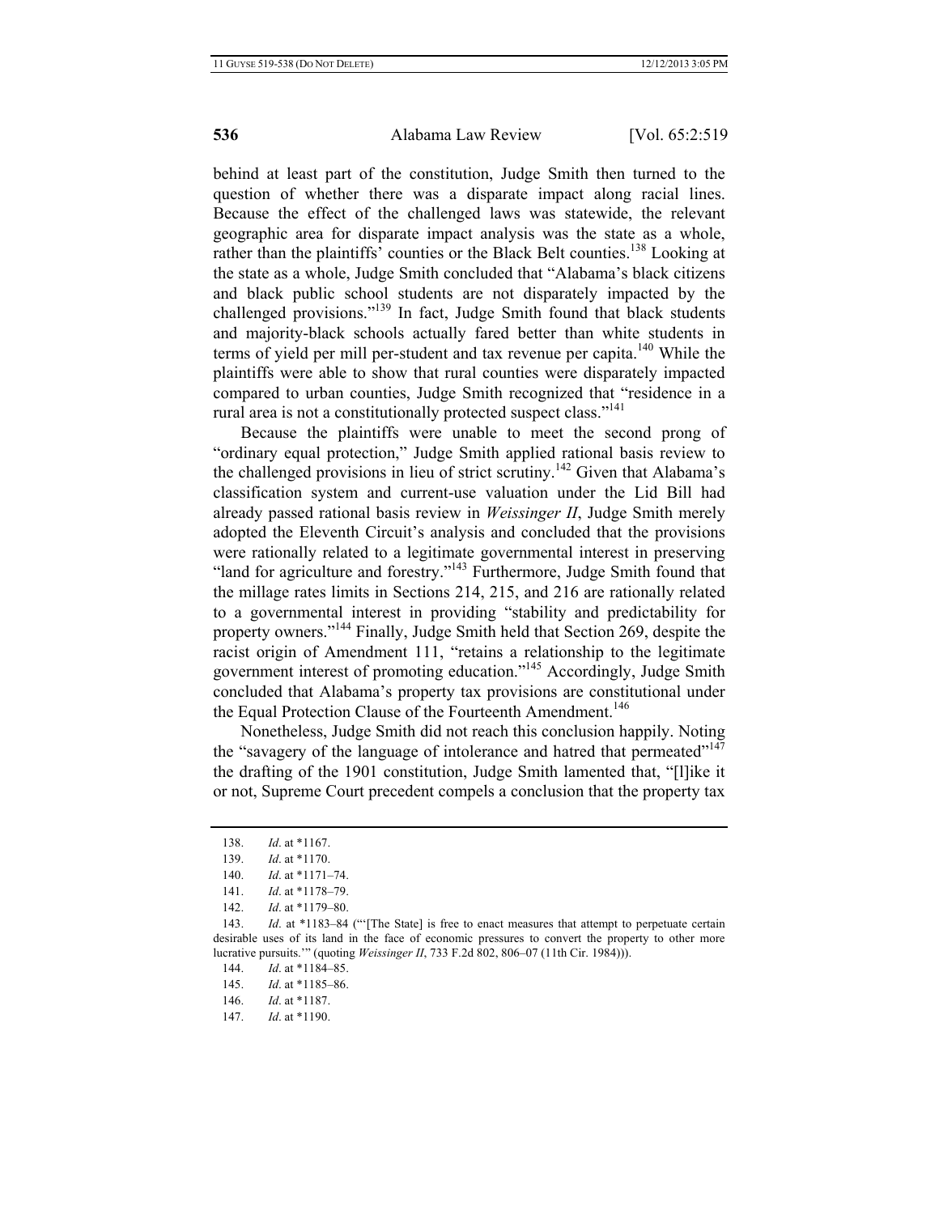behind at least part of the constitution, Judge Smith then turned to the question of whether there was a disparate impact along racial lines. Because the effect of the challenged laws was statewide, the relevant geographic area for disparate impact analysis was the state as a whole, rather than the plaintiffs' counties or the Black Belt counties.[138] Looking at the state as a whole, Judge Smith concluded that "Alabama's black citizens and black public school students are not disparately impacted by the challenged provisions."[139] In fact, Judge Smith found that black students and majority-black schools actually fared better than white students in terms of yield per mill per-student and tax revenue per capita.[140] While the plaintiffs were able to show that rural counties were disparately impacted compared to urban counties, Judge Smith recognized that "residence in a rural area is not a constitutionally protected suspect class."[141]

Because the plaintiffs were unable to meet the second prong of "ordinary equal protection," Judge Smith applied rational basis review to the challenged provisions in lieu of strict scrutiny.[142] Given that Alabama's classification system and current-use valuation under the Lid Bill had already passed rational basis review in *Weissinger II*, Judge Smith merely adopted the Eleventh Circuit's analysis and concluded that the provisions were rationally related to a legitimate governmental interest in preserving "land for agriculture and forestry."[143] Furthermore, Judge Smith found that the millage rates limits in Sections 214, 215, and 216 are rationally related to a governmental interest in providing "stability and predictability for property owners."[144] Finally, Judge Smith held that Section 269, despite the racist origin of Amendment 111, "retains a relationship to the legitimate government interest of promoting education."[145] Accordingly, Judge Smith concluded that Alabama's property tax provisions are constitutional under the Equal Protection Clause of the Fourteenth Amendment.[146]

Nonetheless, Judge Smith did not reach this conclusion happily. Noting the "savagery of the language of intolerance and hatred that permeated"[147] the drafting of the 1901 constitution, Judge Smith lamented that, "[l]ike it or not, Supreme Court precedent compels a conclusion that the property tax

---

138. *Id*. at *1167.

139. *Id*. at *1170.

140. *Id*. at *1171–74.

141. *Id*. at *1178–79.

142. *Id*. at *1179–80.

143. *Id*. at *1183–84 ("'[The State] is free to enact measures that attempt to perpetuate certain desirable uses of its land in the face of economic pressures to convert the property to other more lucrative pursuits.'" (quoting *Weissinger II*, 733 F.2d 802, 806–07 (11th Cir. 1984))).

144. *Id*. at *1184–85.

145. *Id*. at *1185–86.

146. *Id*. at *1187.

147. *Id*. at *1190.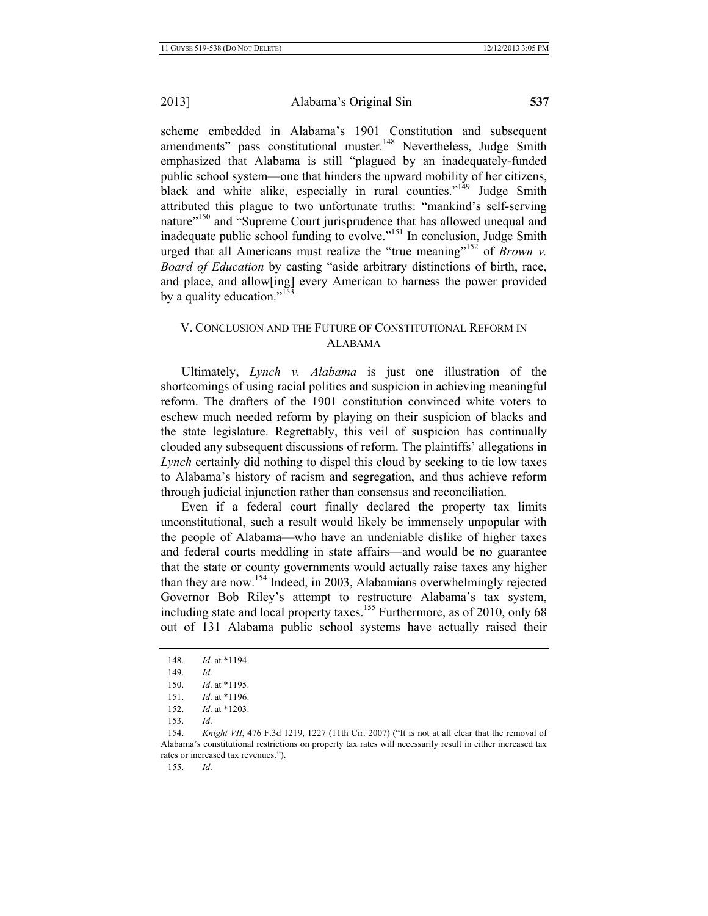scheme embedded in Alabama's 1901 Constitution and subsequent amendments" pass constitutional muster.[148] Nevertheless, Judge Smith emphasized that Alabama is still "plagued by an inadequately-funded public school system—one that hinders the upward mobility of her citizens, black and white alike, especially in rural counties."[149] Judge Smith attributed this plague to two unfortunate truths: "mankind's self-serving nature"[150] and "Supreme Court jurisprudence that has allowed unequal and inadequate public school funding to evolve."[151] In conclusion, Judge Smith urged that all Americans must realize the "true meaning"[152] of *Brown v. Board of Education* by casting "aside arbitrary distinctions of birth, race, and place, and allow[ing] every American to harness the power provided by a quality education."[153]

## V. Conclusion and the Future of Constitutional Reform in Alabama

Ultimately, *Lynch v. Alabama* is just one illustration of the shortcomings of using racial politics and suspicion in achieving meaningful reform. The drafters of the 1901 constitution convinced white voters to eschew much needed reform by playing on their suspicion of blacks and the state legislature. Regrettably, this veil of suspicion has continually clouded any subsequent discussions of reform. The plaintiffs' allegations in *Lynch* certainly did nothing to dispel this cloud by seeking to tie low taxes to Alabama's history of racism and segregation, and thus achieve reform through judicial injunction rather than consensus and reconciliation.

Even if a federal court finally declared the property tax limits unconstitutional, such a result would likely be immensely unpopular with the people of Alabama—who have an undeniable dislike of higher taxes and federal courts meddling in state affairs—and would be no guarantee that the state or county governments would actually raise taxes any higher than they are now.[154] Indeed, in 2003, Alabamians overwhelmingly rejected Governor Bob Riley's attempt to restructure Alabama's tax system, including state and local property taxes.[155] Furthermore, as of 2010, only 68 out of 131 Alabama public school systems have actually raised their

---

148. *Id*. at *1194.

149. *Id*.

150. *Id*. at *1195.

151. *Id*. at *1196.

152. *Id*. at *1203.

153. *Id*.

154. *Knight VII*, 476 F.3d 1219, 1227 (11th Cir. 2007) ("It is not at all clear that the removal of Alabama's constitutional restrictions on property tax rates will necessarily result in either increased tax rates or increased tax revenues.").

155. *Id*.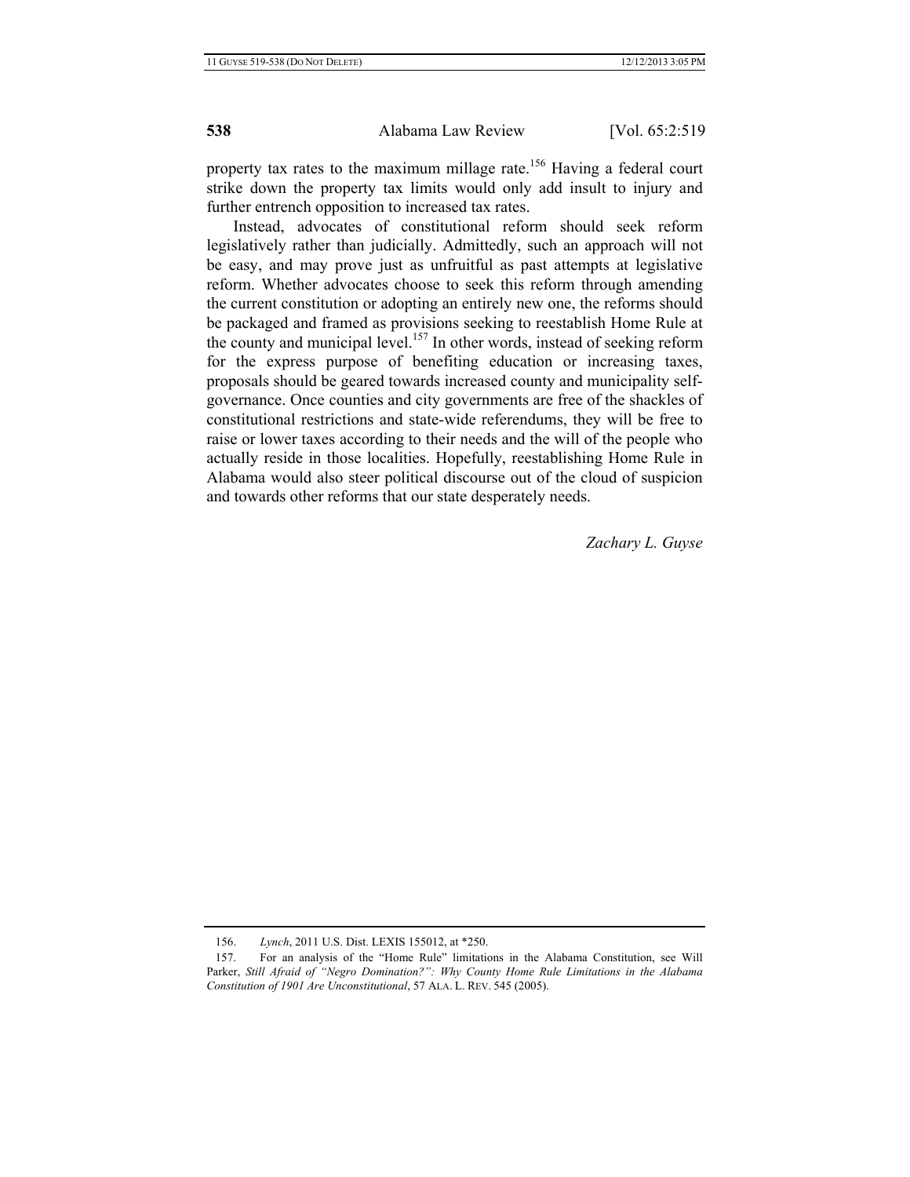property tax rates to the maximum millage rate.[156] Having a federal court strike down the property tax limits would only add insult to injury and further entrench opposition to increased tax rates.

Instead, advocates of constitutional reform should seek reform legislatively rather than judicially. Admittedly, such an approach will not be easy, and may prove just as unfruitful as past attempts at legislative reform. Whether advocates choose to seek this reform through amending the current constitution or adopting an entirely new one, the reforms should be packaged and framed as provisions seeking to reestablish Home Rule at the county and municipal level.[157] In other words, instead of seeking reform for the express purpose of benefiting education or increasing taxes, proposals should be geared towards increased county and municipality self-governance. Once counties and city governments are free of the shackles of constitutional restrictions and state-wide referendums, they will be free to raise or lower taxes according to their needs and the will of the people who actually reside in those localities. Hopefully, reestablishing Home Rule in Alabama would also steer political discourse out of the cloud of suspicion and towards other reforms that our state desperately needs.

*Zachary L. Guyse*

---

156. *Lynch*, 2011 U.S. Dist. LEXIS 155012, at *250.

157. For an analysis of the "Home Rule" limitations in the Alabama Constitution, see Will Parker, *Still Afraid of "Negro Domination?": Why County Home Rule Limitations in the Alabama Constitution of 1901 Are Unconstitutional*, 57 ALA. L. REV. 545 (2005).